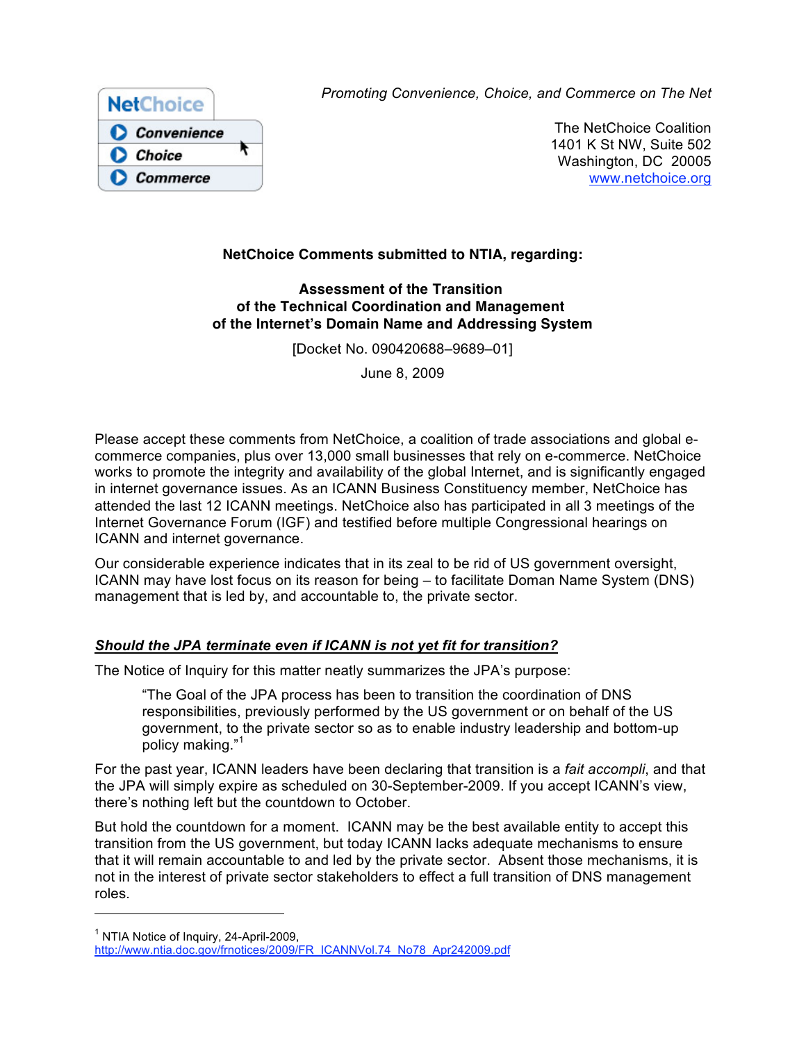NetChoice
Convenience
Choice
Commerce

*Promoting Convenience, Choice, and Commerce on The Net*

The NetChoice Coalition
1401 K St NW, Suite 502
Washington, DC 20005
www.netchoice.org

**NetChoice Comments submitted to NTIA, regarding:**

**Assessment of the Transition of the Technical Coordination and Management of the Internet's Domain Name and Addressing System**

[Docket No. 090420688–9689–01]

June 8, 2009

Please accept these comments from NetChoice, a coalition of trade associations and global e-commerce companies, plus over 13,000 small businesses that rely on e-commerce. NetChoice works to promote the integrity and availability of the global Internet, and is significantly engaged in internet governance issues. As an ICANN Business Constituency member, NetChoice has attended the last 12 ICANN meetings. NetChoice also has participated in all 3 meetings of the Internet Governance Forum (IGF) and testified before multiple Congressional hearings on ICANN and internet governance.

Our considerable experience indicates that in its zeal to be rid of US government oversight, ICANN may have lost focus on its reason for being – to facilitate Doman Name System (DNS) management that is led by, and accountable to, the private sector.

***Should the JPA terminate even if ICANN is not yet fit for transition?***

The Notice of Inquiry for this matter neatly summarizes the JPA's purpose:

> "The Goal of the JPA process has been to transition the coordination of DNS responsibilities, previously performed by the US government or on behalf of the US government, to the private sector so as to enable industry leadership and bottom-up policy making."[1]

For the past year, ICANN leaders have been declaring that transition is a *fait accompli*, and that the JPA will simply expire as scheduled on 30-September-2009. If you accept ICANN's view, there's nothing left but the countdown to October.

But hold the countdown for a moment. ICANN may be the best available entity to accept this transition from the US government, but today ICANN lacks adequate mechanisms to ensure that it will remain accountable to and led by the private sector. Absent those mechanisms, it is not in the interest of private sector stakeholders to effect a full transition of DNS management roles.

---

[1] NTIA Notice of Inquiry, 24-April-2009, http://www.ntia.doc.gov/frnotices/2009/FR_ICANNVol.74_No78_Apr242009.pdf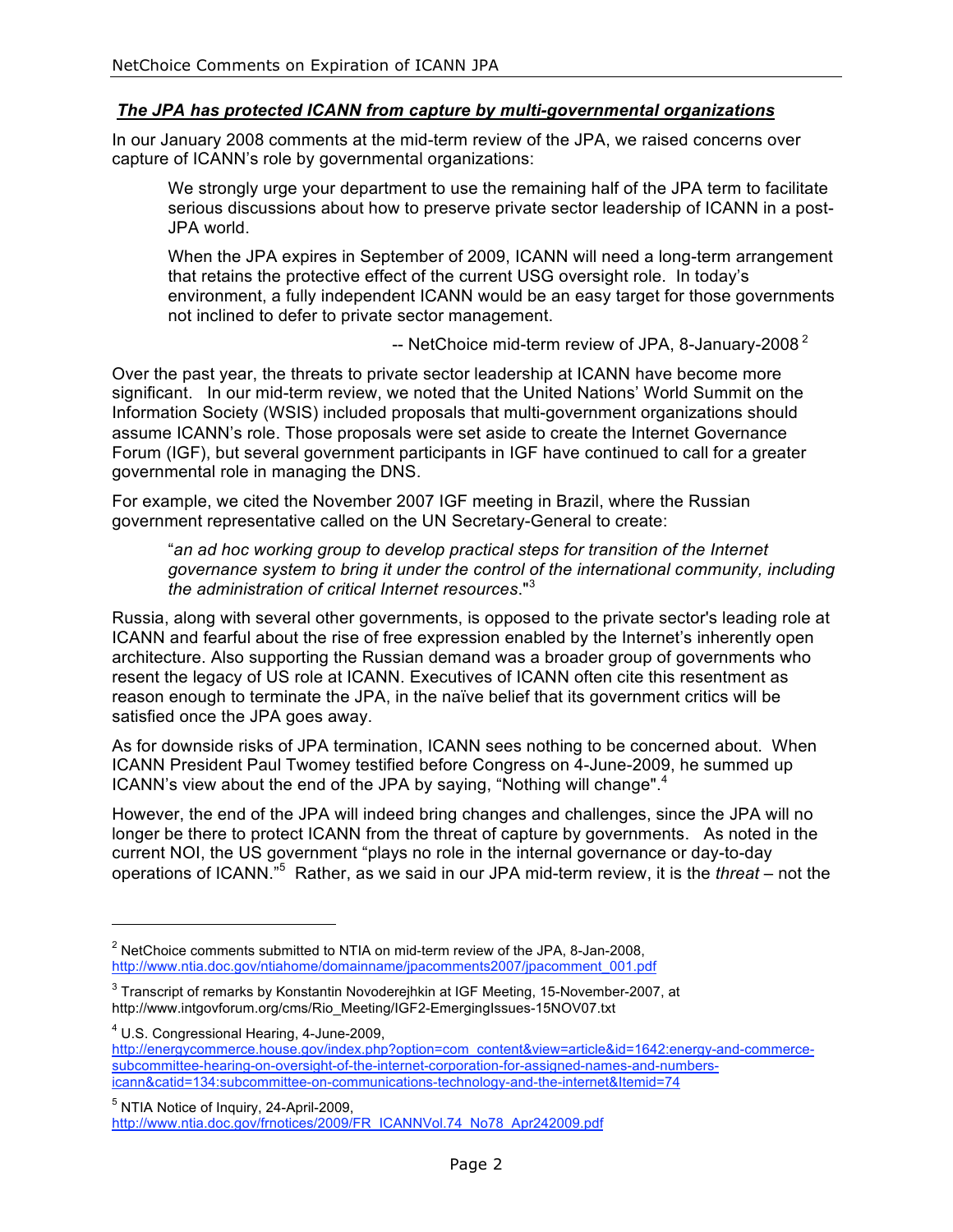***The JPA has protected ICANN from capture by multi-governmental organizations***

In our January 2008 comments at the mid-term review of the JPA, we raised concerns over capture of ICANN's role by governmental organizations:

> We strongly urge your department to use the remaining half of the JPA term to facilitate serious discussions about how to preserve private sector leadership of ICANN in a post-JPA world.
>
> When the JPA expires in September of 2009, ICANN will need a long-term arrangement that retains the protective effect of the current USG oversight role. In today's environment, a fully independent ICANN would be an easy target for those governments not inclined to defer to private sector management.
>
> -- NetChoice mid-term review of JPA, 8-January-2008 [2]

Over the past year, the threats to private sector leadership at ICANN have become more significant. In our mid-term review, we noted that the United Nations' World Summit on the Information Society (WSIS) included proposals that multi-government organizations should assume ICANN's role. Those proposals were set aside to create the Internet Governance Forum (IGF), but several government participants in IGF have continued to call for a greater governmental role in managing the DNS.

For example, we cited the November 2007 IGF meeting in Brazil, where the Russian government representative called on the UN Secretary-General to create:

> "*an ad hoc working group to develop practical steps for transition of the Internet governance system to bring it under the control of the international community, including the administration of critical Internet resources*."[3]

Russia, along with several other governments, is opposed to the private sector's leading role at ICANN and fearful about the rise of free expression enabled by the Internet's inherently open architecture. Also supporting the Russian demand was a broader group of governments who resent the legacy of US role at ICANN. Executives of ICANN often cite this resentment as reason enough to terminate the JPA, in the naïve belief that its government critics will be satisfied once the JPA goes away.

As for downside risks of JPA termination, ICANN sees nothing to be concerned about. When ICANN President Paul Twomey testified before Congress on 4-June-2009, he summed up ICANN's view about the end of the JPA by saying, "Nothing will change".[4]

However, the end of the JPA will indeed bring changes and challenges, since the JPA will no longer be there to protect ICANN from the threat of capture by governments. As noted in the current NOI, the US government "plays no role in the internal governance or day-to-day operations of ICANN."[5] Rather, as we said in our JPA mid-term review, it is the *threat* – not the

---

[2] NetChoice comments submitted to NTIA on mid-term review of the JPA, 8-Jan-2008, http://www.ntia.doc.gov/ntiahome/domainname/jpacomments2007/jpacomment_001.pdf

[3] Transcript of remarks by Konstantin Novoderejhkin at IGF Meeting, 15-November-2007, at http://www.intgovforum.org/cms/Rio_Meeting/IGF2-EmergingIssues-15NOV07.txt

[4] U.S. Congressional Hearing, 4-June-2009, http://energycommerce.house.gov/index.php?option=com_content&view=article&id=1642:energy-and-commerce-subcommittee-hearing-on-oversight-of-the-internet-corporation-for-assigned-names-and-numbers-icann&catid=134:subcommittee-on-communications-technology-and-the-internet&Itemid=74

[5] NTIA Notice of Inquiry, 24-April-2009, http://www.ntia.doc.gov/frnotices/2009/FR_ICANNVol.74_No78_Apr242009.pdf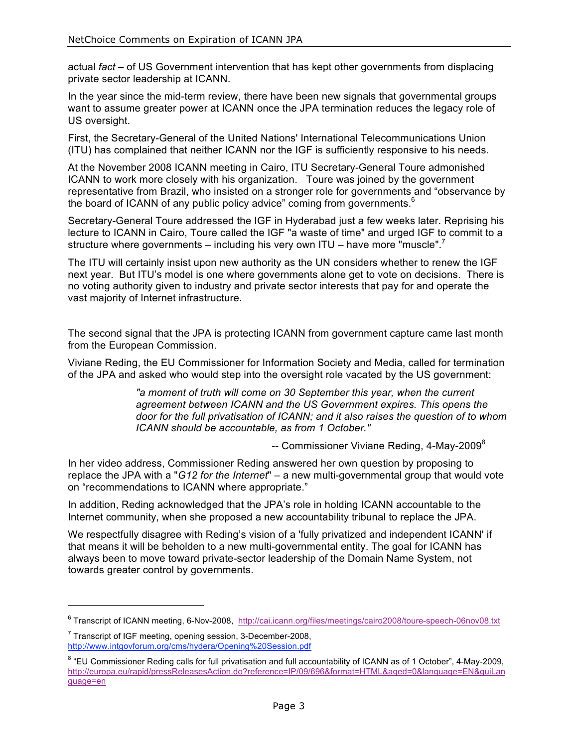actual *fact* – of US Government intervention that has kept other governments from displacing private sector leadership at ICANN.

In the year since the mid-term review, there have been new signals that governmental groups want to assume greater power at ICANN once the JPA termination reduces the legacy role of US oversight.

First, the Secretary-General of the United Nations' International Telecommunications Union (ITU) has complained that neither ICANN nor the IGF is sufficiently responsive to his needs.

At the November 2008 ICANN meeting in Cairo, ITU Secretary-General Toure admonished ICANN to work more closely with his organization. Toure was joined by the government representative from Brazil, who insisted on a stronger role for governments and "observance by the board of ICANN of any public policy advice" coming from governments.[6]

Secretary-General Toure addressed the IGF in Hyderabad just a few weeks later. Reprising his lecture to ICANN in Cairo, Toure called the IGF "a waste of time" and urged IGF to commit to a structure where governments – including his very own ITU – have more "muscle".[7]

The ITU will certainly insist upon new authority as the UN considers whether to renew the IGF next year. But ITU's model is one where governments alone get to vote on decisions. There is no voting authority given to industry and private sector interests that pay for and operate the vast majority of Internet infrastructure.

The second signal that the JPA is protecting ICANN from government capture came last month from the European Commission.

Viviane Reding, the EU Commissioner for Information Society and Media, called for termination of the JPA and asked who would step into the oversight role vacated by the US government:

> *"a moment of truth will come on 30 September this year, when the current agreement between ICANN and the US Government expires. This opens the door for the full privatisation of ICANN; and it also raises the question of to whom ICANN should be accountable, as from 1 October."*
>
> -- Commissioner Viviane Reding, 4-May-2009[8]

In her video address, Commissioner Reding answered her own question by proposing to replace the JPA with a "*G12 for the Internet*" – a new multi-governmental group that would vote on "recommendations to ICANN where appropriate."

In addition, Reding acknowledged that the JPA's role in holding ICANN accountable to the Internet community, when she proposed a new accountability tribunal to replace the JPA.

We respectfully disagree with Reding's vision of a 'fully privatized and independent ICANN' if that means it will be beholden to a new multi-governmental entity. The goal for ICANN has always been to move toward private-sector leadership of the Domain Name System, not towards greater control by governments.

---

[6] Transcript of ICANN meeting, 6-Nov-2008, http://cai.icann.org/files/meetings/cairo2008/toure-speech-06nov08.txt

[7] Transcript of IGF meeting, opening session, 3-December-2008, http://www.intgovforum.org/cms/hydera/Opening%20Session.pdf

[8] "EU Commissioner Reding calls for full privatisation and full accountability of ICANN as of 1 October", 4-May-2009, http://europa.eu/rapid/pressReleasesAction.do?reference=IP/09/696&format=HTML&aged=0&language=EN&guiLanguage=en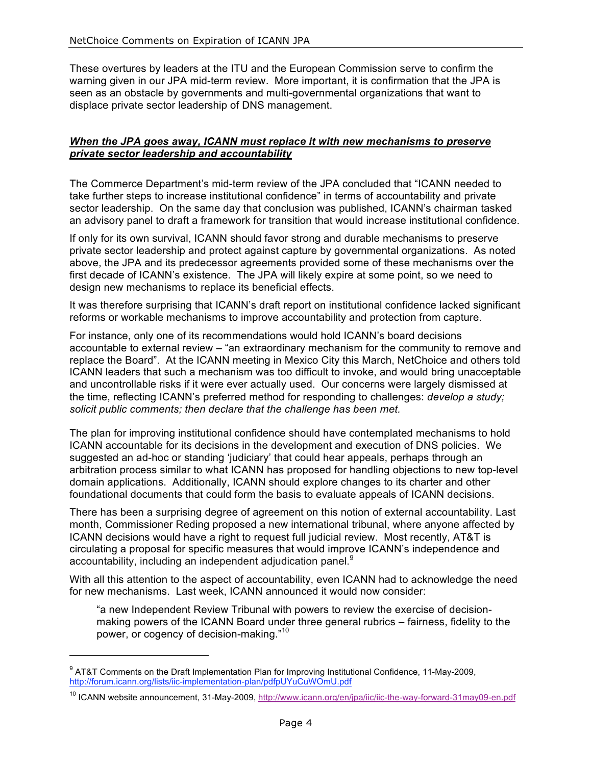These overtures by leaders at the ITU and the European Commission serve to confirm the warning given in our JPA mid-term review. More important, it is confirmation that the JPA is seen as an obstacle by governments and multi-governmental organizations that want to displace private sector leadership of DNS management.

***<u>When the JPA goes away, ICANN must replace it with new mechanisms to preserve private sector leadership and accountability</u>***

The Commerce Department's mid-term review of the JPA concluded that "ICANN needed to take further steps to increase institutional confidence" in terms of accountability and private sector leadership. On the same day that conclusion was published, ICANN's chairman tasked an advisory panel to draft a framework for transition that would increase institutional confidence.

If only for its own survival, ICANN should favor strong and durable mechanisms to preserve private sector leadership and protect against capture by governmental organizations. As noted above, the JPA and its predecessor agreements provided some of these mechanisms over the first decade of ICANN's existence. The JPA will likely expire at some point, so we need to design new mechanisms to replace its beneficial effects.

It was therefore surprising that ICANN's draft report on institutional confidence lacked significant reforms or workable mechanisms to improve accountability and protection from capture.

For instance, only one of its recommendations would hold ICANN's board decisions accountable to external review – "an extraordinary mechanism for the community to remove and replace the Board". At the ICANN meeting in Mexico City this March, NetChoice and others told ICANN leaders that such a mechanism was too difficult to invoke, and would bring unacceptable and uncontrollable risks if it were ever actually used. Our concerns were largely dismissed at the time, reflecting ICANN's preferred method for responding to challenges: *develop a study; solicit public comments; then declare that the challenge has been met.*

The plan for improving institutional confidence should have contemplated mechanisms to hold ICANN accountable for its decisions in the development and execution of DNS policies. We suggested an ad-hoc or standing 'judiciary' that could hear appeals, perhaps through an arbitration process similar to what ICANN has proposed for handling objections to new top-level domain applications. Additionally, ICANN should explore changes to its charter and other foundational documents that could form the basis to evaluate appeals of ICANN decisions.

There has been a surprising degree of agreement on this notion of external accountability. Last month, Commissioner Reding proposed a new international tribunal, where anyone affected by ICANN decisions would have a right to request full judicial review. Most recently, AT&T is circulating a proposal for specific measures that would improve ICANN's independence and accountability, including an independent adjudication panel.[9]

With all this attention to the aspect of accountability, even ICANN had to acknowledge the need for new mechanisms. Last week, ICANN announced it would now consider:

> "a new Independent Review Tribunal with powers to review the exercise of decision-making powers of the ICANN Board under three general rubrics – fairness, fidelity to the power, or cogency of decision-making."[10]

---

[9] AT&T Comments on the Draft Implementation Plan for Improving Institutional Confidence, 11-May-2009, http://forum.icann.org/lists/iic-implementation-plan/pdfpUYuCuWOmU.pdf

[10] ICANN website announcement, 31-May-2009, http://www.icann.org/en/jpa/iic/iic-the-way-forward-31may09-en.pdf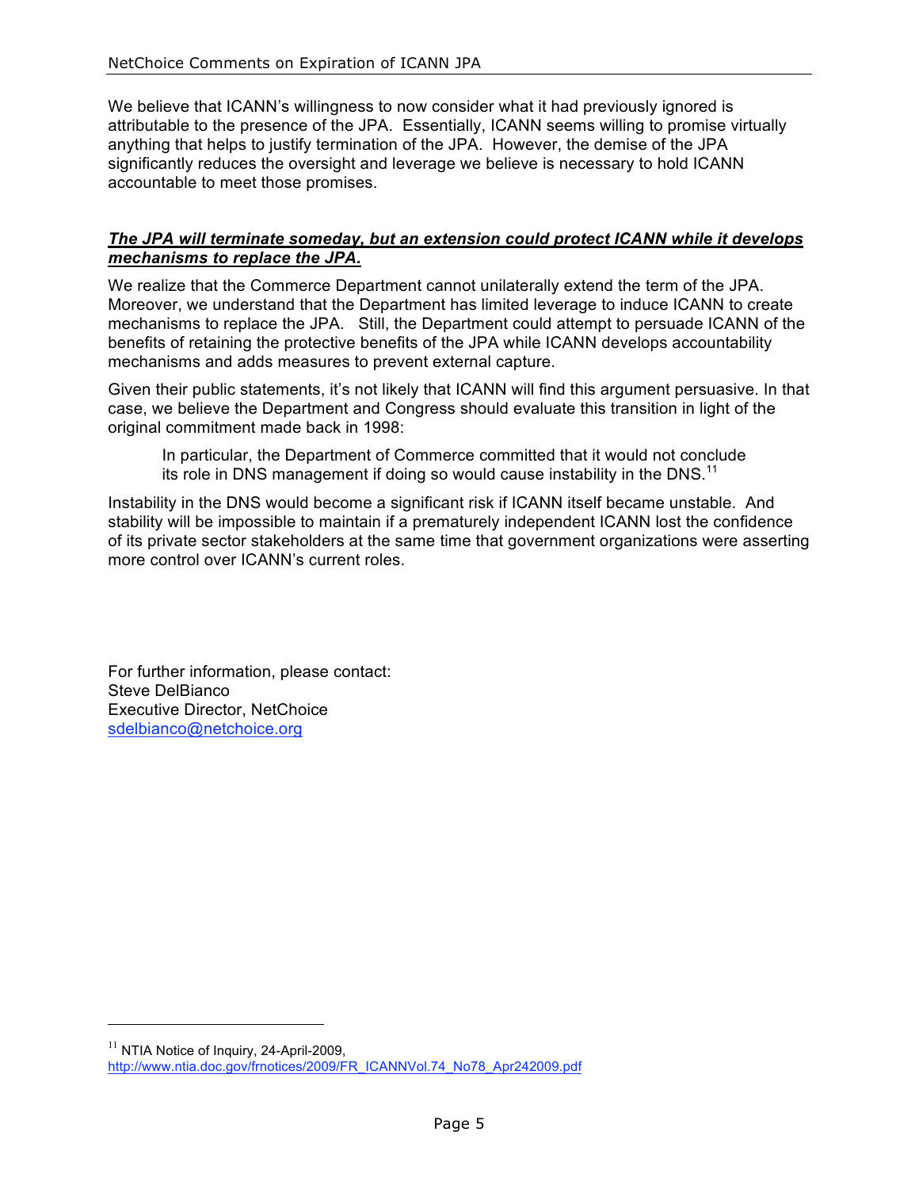We believe that ICANN's willingness to now consider what it had previously ignored is attributable to the presence of the JPA. Essentially, ICANN seems willing to promise virtually anything that helps to justify termination of the JPA. However, the demise of the JPA significantly reduces the oversight and leverage we believe is necessary to hold ICANN accountable to meet those promises.

***The JPA will terminate someday, but an extension could protect ICANN while it develops mechanisms to replace the JPA.***

We realize that the Commerce Department cannot unilaterally extend the term of the JPA. Moreover, we understand that the Department has limited leverage to induce ICANN to create mechanisms to replace the JPA. Still, the Department could attempt to persuade ICANN of the benefits of retaining the protective benefits of the JPA while ICANN develops accountability mechanisms and adds measures to prevent external capture.

Given their public statements, it's not likely that ICANN will find this argument persuasive. In that case, we believe the Department and Congress should evaluate this transition in light of the original commitment made back in 1998:

> In particular, the Department of Commerce committed that it would not conclude its role in DNS management if doing so would cause instability in the DNS.[11]

Instability in the DNS would become a significant risk if ICANN itself became unstable. And stability will be impossible to maintain if a prematurely independent ICANN lost the confidence of its private sector stakeholders at the same time that government organizations were asserting more control over ICANN's current roles.

For further information, please contact:
Steve DelBianco
Executive Director, NetChoice
sdelbianco@netchoice.org

---

[11] NTIA Notice of Inquiry, 24-April-2009, http://www.ntia.doc.gov/frnotices/2009/FR_ICANNVol.74_No78_Apr242009.pdf